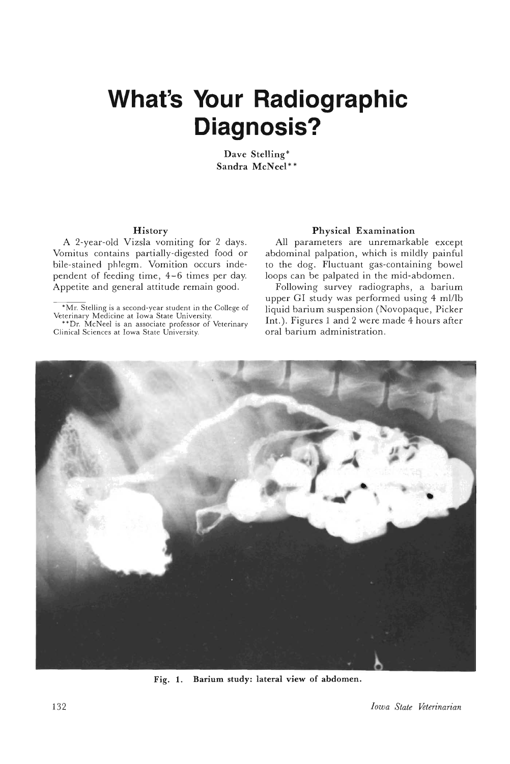# What's Your Radiographic Diagnosis?

Dave Stelling*
Sandra McNeel**

### History

A 2-year-old Vizsla vomiting for 2 days. Vomitus contains partially-digested food or bile-stained phlegm. Vomition occurs independent of feeding time, 4–6 times per day. Appetite and general attitude remain good.

*Mr. Stelling is a second-year student in the College of Veterinary Medicine at Iowa State University.

**Dr. McNeel is an associate professor of Veterinary Clinical Sciences at Iowa State University.

### Physical Examination

All parameters are unremarkable except abdominal palpation, which is mildly painful to the dog. Fluctuant gas-containing bowel loops can be palpated in the mid-abdomen.

Following survey radiographs, a barium upper GI study was performed using 4 ml/lb liquid barium suspension (Novopaque, Picker Int.). Figures 1 and 2 were made 4 hours after oral barium administration.

**Fig. 1. Barium study: lateral view of abdomen.**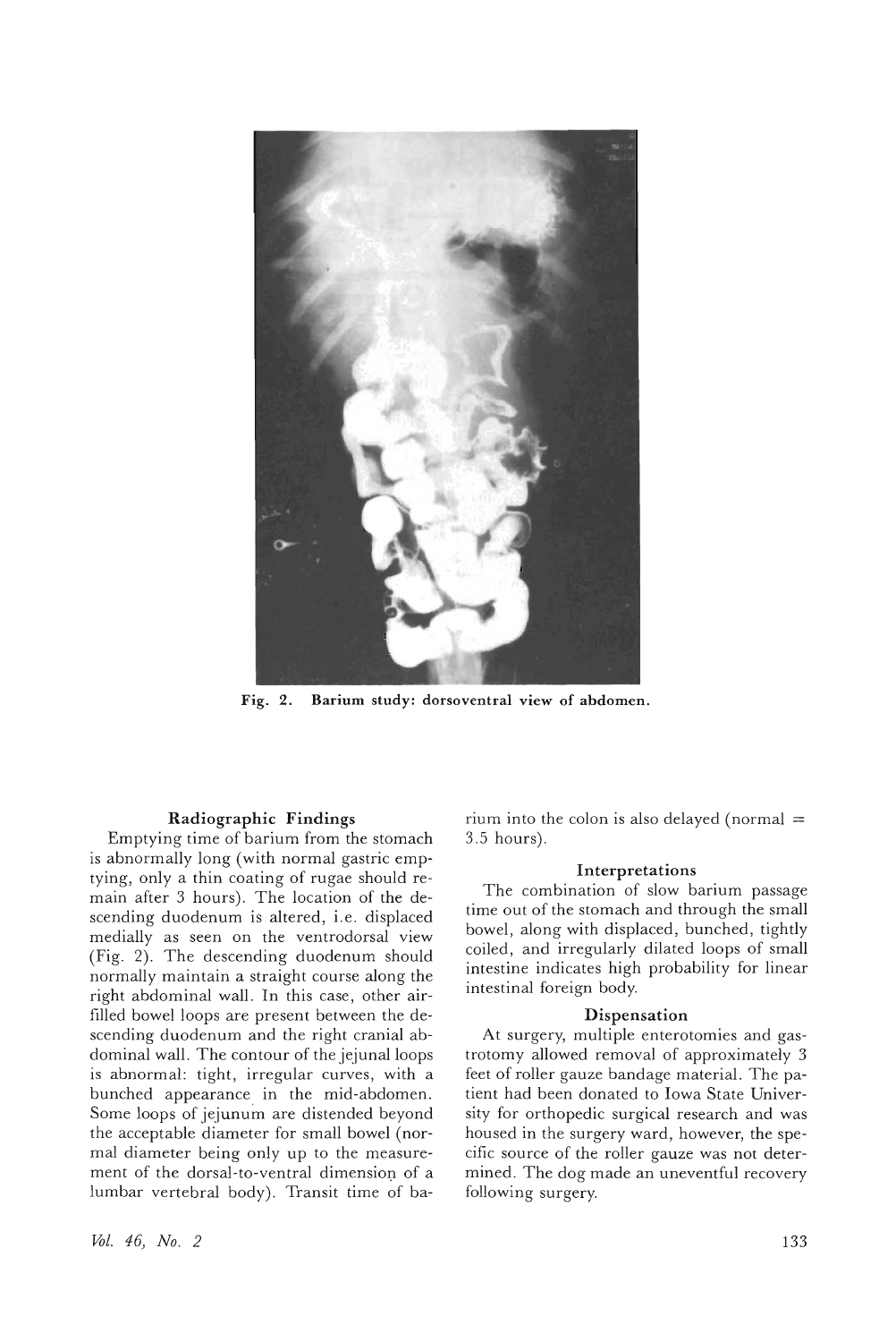Fig. 2. Barium study: dorsoventral view of abdomen.

### Radiographic Findings

Emptying time of barium from the stomach is abnormally long (with normal gastric emptying, only a thin coating of rugae should remain after 3 hours). The location of the descending duodenum is altered, i.e. displaced medially as seen on the ventrodorsal view (Fig. 2). The descending duodenum should normally maintain a straight course along the right abdominal wall. In this case, other air-filled bowel loops are present between the descending duodenum and the right cranial abdominal wall. The contour of the jejunal loops is abnormal: tight, irregular curves, with a bunched appearance in the mid-abdomen. Some loops of jejunum are distended beyond the acceptable diameter for small bowel (normal diameter being only up to the measurement of the dorsal-to-ventral dimension of a lumbar vertebral body). Transit time of barium into the colon is also delayed (normal = 3.5 hours).

### Interpretations

The combination of slow barium passage time out of the stomach and through the small bowel, along with displaced, bunched, tightly coiled, and irregularly dilated loops of small intestine indicates high probability for linear intestinal foreign body.

### Dispensation

At surgery, multiple enterotomies and gastrotomy allowed removal of approximately 3 feet of roller gauze bandage material. The patient had been donated to Iowa State University for orthopedic surgical research and was housed in the surgery ward, however, the specific source of the roller gauze was not determined. The dog made an uneventful recovery following surgery.